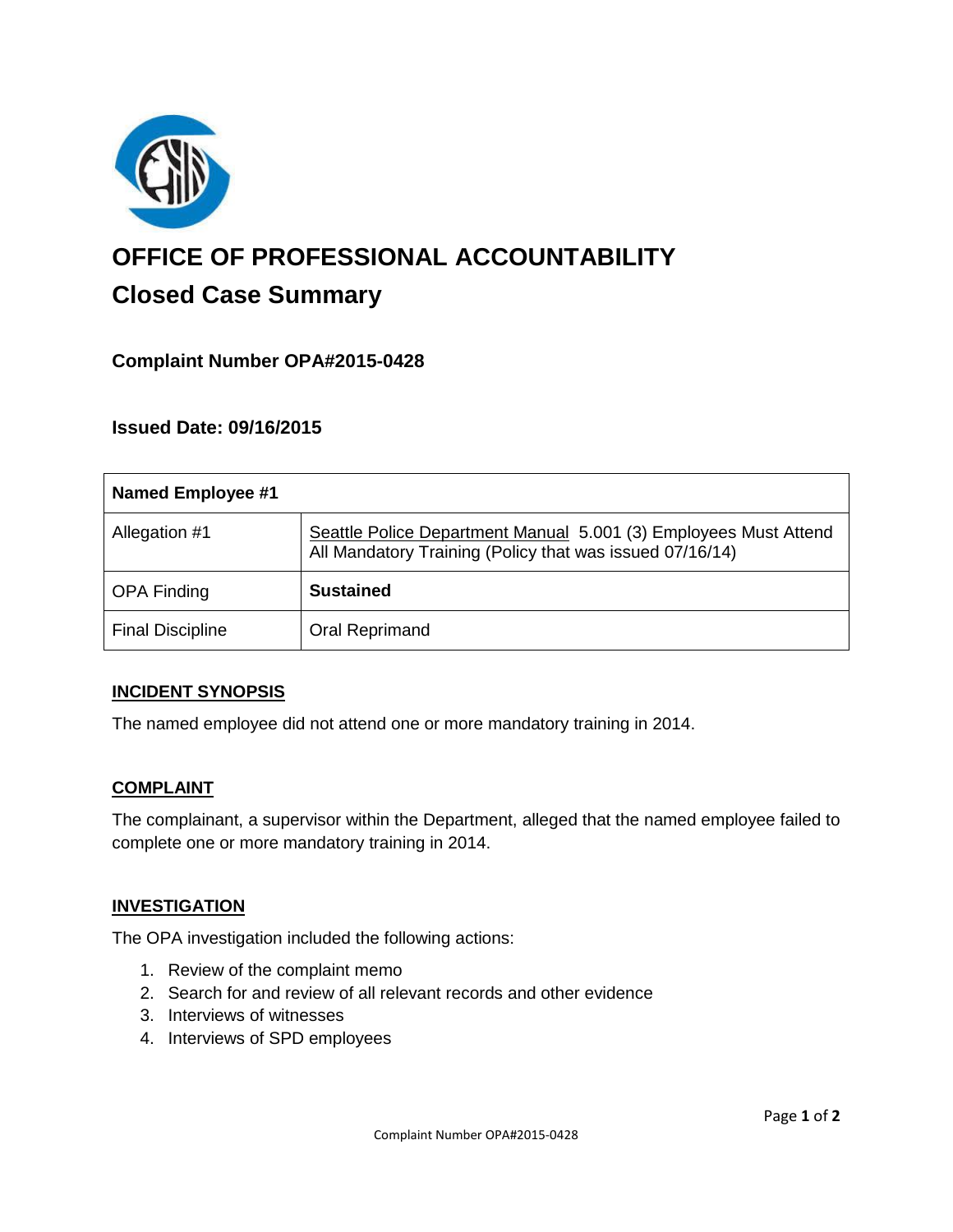# OFFICE OF PROFESSIONAL ACCOUNTABILITY

## Closed Case Summary

### Complaint Number OPA#2015-0428

### Issued Date: 09/16/2015

| Named Employee #1 | |
|---|---|
| Allegation #1 | Seattle Police Department Manual 5.001 (3) Employees Must Attend All Mandatory Training (Policy that was issued 07/16/14) |
| OPA Finding | **Sustained** |
| Final Discipline | Oral Reprimand |

**INCIDENT SYNOPSIS**

The named employee did not attend one or more mandatory training in 2014.

**COMPLAINT**

The complainant, a supervisor within the Department, alleged that the named employee failed to complete one or more mandatory training in 2014.

**INVESTIGATION**

The OPA investigation included the following actions:

1. Review of the complaint memo
2. Search for and review of all relevant records and other evidence
3. Interviews of witnesses
4. Interviews of SPD employees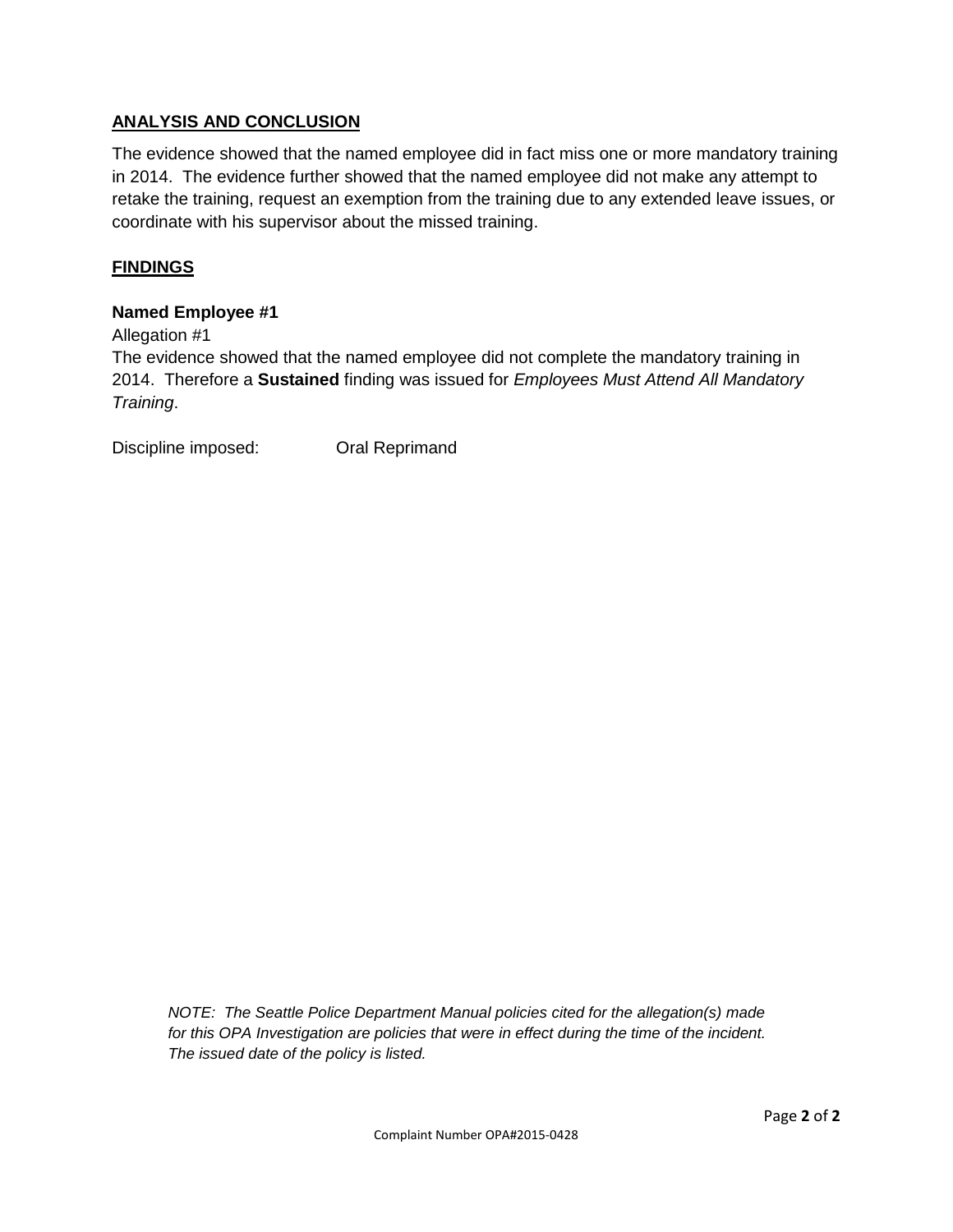## ANALYSIS AND CONCLUSION

The evidence showed that the named employee did in fact miss one or more mandatory training in 2014. The evidence further showed that the named employee did not make any attempt to retake the training, request an exemption from the training due to any extended leave issues, or coordinate with his supervisor about the missed training.

## FINDINGS

**Named Employee #1**

Allegation #1

The evidence showed that the named employee did not complete the mandatory training in 2014. Therefore a **Sustained** finding was issued for *Employees Must Attend All Mandatory Training*.

Discipline imposed: Oral Reprimand

*NOTE: The Seattle Police Department Manual policies cited for the allegation(s) made for this OPA Investigation are policies that were in effect during the time of the incident. The issued date of the policy is listed.*

Complaint Number OPA#2015-0428